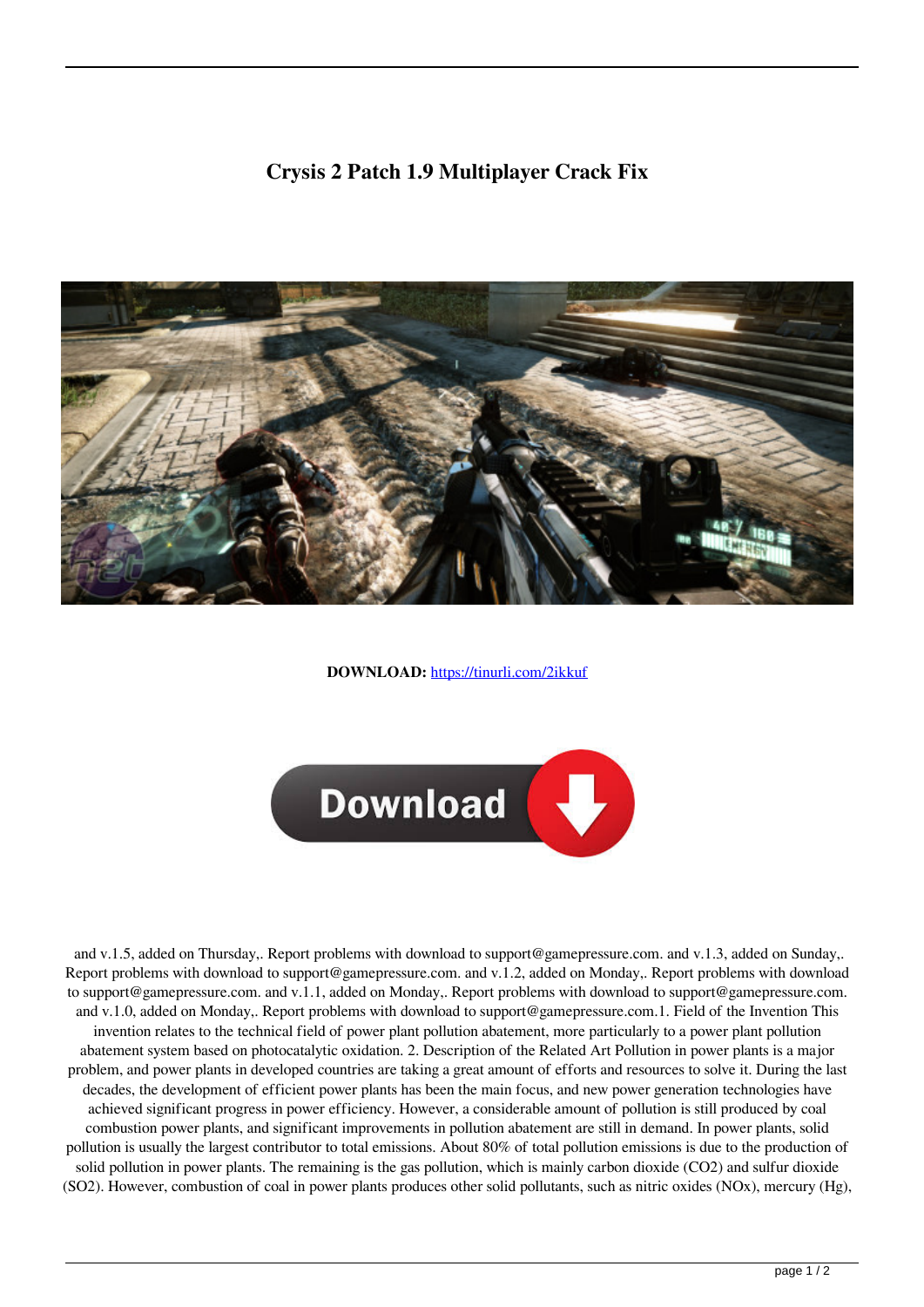# Crysis 2 Patch 1.9 Multiplayer Crack Fix

**DOWNLOAD:** https://tinurli.com/2ikkuf

and v.1.5, added on Thursday,. Report problems with download to support@gamepressure.com. and v.1.3, added on Sunday,. Report problems with download to support@gamepressure.com. and v.1.2, added on Monday,. Report problems with download to support@gamepressure.com. and v.1.1, added on Monday,. Report problems with download to support@gamepressure.com. and v.1.0, added on Monday,. Report problems with download to support@gamepressure.com.1. Field of the Invention This invention relates to the technical field of power plant pollution abatement, more particularly to a power plant pollution abatement system based on photocatalytic oxidation. 2. Description of the Related Art Pollution in power plants is a major problem, and power plants in developed countries are taking a great amount of efforts and resources to solve it. During the last decades, the development of efficient power plants has been the main focus, and new power generation technologies have achieved significant progress in power efficiency. However, a considerable amount of pollution is still produced by coal combustion power plants, and significant improvements in pollution abatement are still in demand. In power plants, solid pollution is usually the largest contributor to total emissions. About 80% of total pollution emissions is due to the production of solid pollution in power plants. The remaining is the gas pollution, which is mainly carbon dioxide ($CO_2$) and sulfur dioxide ($SO_2$). However, combustion of coal in power plants produces other solid pollutants, such as nitric oxides ($NO_x$), mercury (Hg),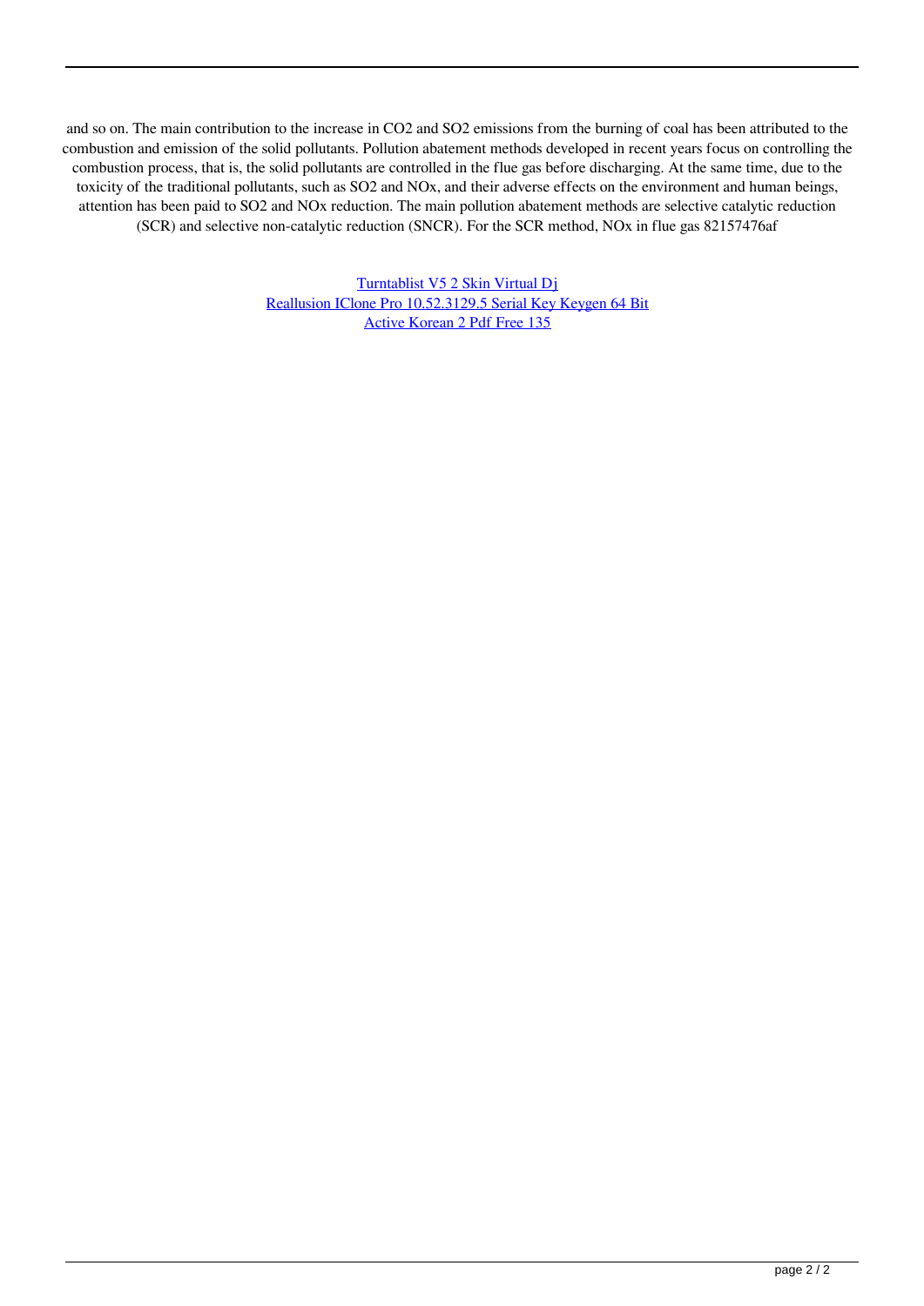and so on. The main contribution to the increase in $CO_2$ and $SO_2$ emissions from the burning of coal has been attributed to the combustion and emission of the solid pollutants. Pollution abatement methods developed in recent years focus on controlling the combustion process, that is, the solid pollutants are controlled in the flue gas before discharging. At the same time, due to the toxicity of the traditional pollutants, such as $SO_2$ and $NO_x$, and their adverse effects on the environment and human beings, attention has been paid to $SO_2$ and $NO_x$ reduction. The main pollution abatement methods are selective catalytic reduction (SCR) and selective non-catalytic reduction (SNCR). For the SCR method, $NO_x$ in flue gas 82157476af

Turntablist V5 2 Skin Virtual Dj
Reallusion IClone Pro 10.52.3129.5 Serial Key Keygen 64 Bit
Active Korean 2 Pdf Free 135